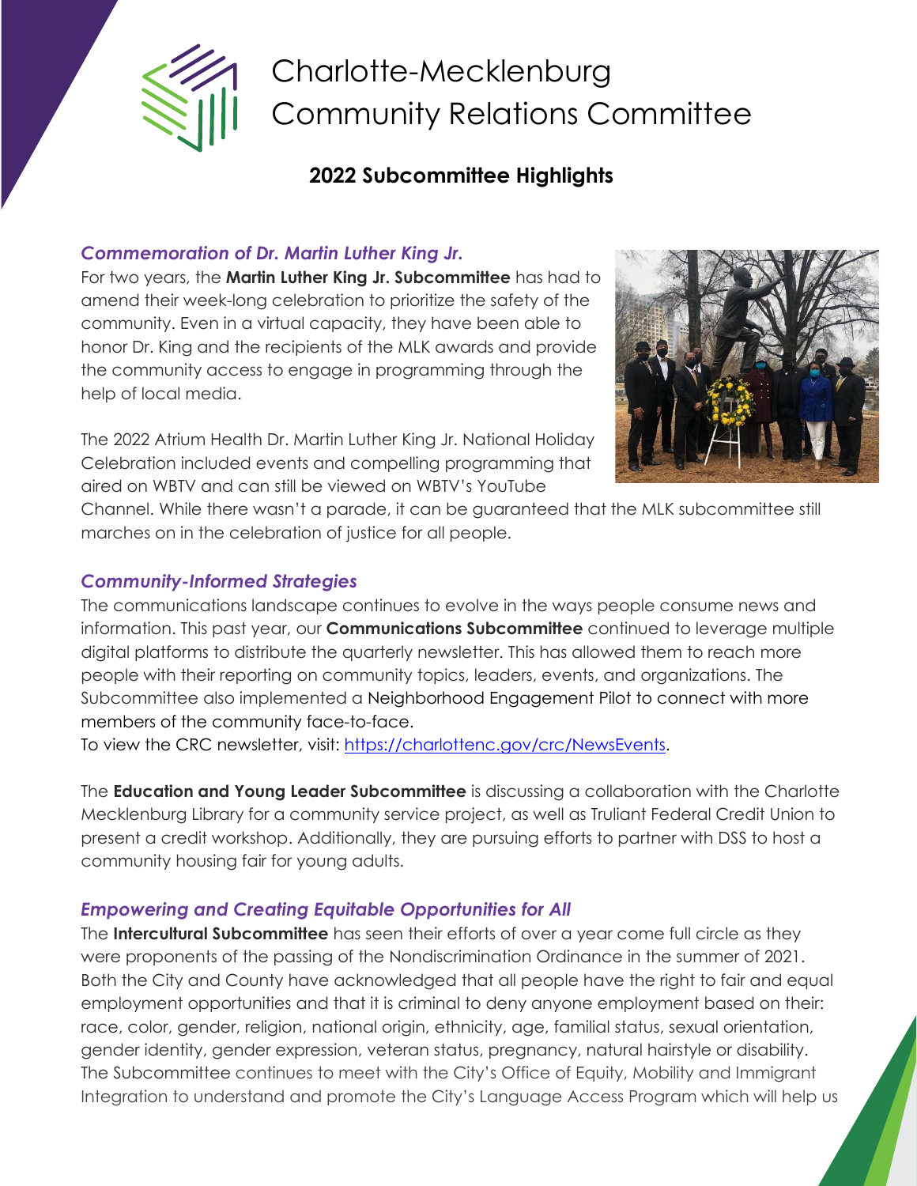# Charlotte-Mecklenburg Community Relations Committee

## 2022 Subcommittee Highlights

### *Commemoration of Dr. Martin Luther King Jr.*

For two years, the **Martin Luther King Jr. Subcommittee** has had to amend their week-long celebration to prioritize the safety of the community. Even in a virtual capacity, they have been able to honor Dr. King and the recipients of the MLK awards and provide the community access to engage in programming through the help of local media.

The 2022 Atrium Health Dr. Martin Luther King Jr. National Holiday Celebration included events and compelling programming that aired on WBTV and can still be viewed on WBTV's YouTube Channel. While there wasn't a parade, it can be guaranteed that the MLK subcommittee still marches on in the celebration of justice for all people.

### *Community-Informed Strategies*

The communications landscape continues to evolve in the ways people consume news and information. This past year, our **Communications Subcommittee** continued to leverage multiple digital platforms to distribute the quarterly newsletter. This has allowed them to reach more people with their reporting on community topics, leaders, events, and organizations. The Subcommittee also implemented a Neighborhood Engagement Pilot to connect with more members of the community face-to-face.
To view the CRC newsletter, visit: https://charlottenc.gov/crc/NewsEvents.

The **Education and Young Leader Subcommittee** is discussing a collaboration with the Charlotte Mecklenburg Library for a community service project, as well as Truliant Federal Credit Union to present a credit workshop. Additionally, they are pursuing efforts to partner with DSS to host a community housing fair for young adults.

### *Empowering and Creating Equitable Opportunities for All*

The **Intercultural Subcommittee** has seen their efforts of over a year come full circle as they were proponents of the passing of the Nondiscrimination Ordinance in the summer of 2021. Both the City and County have acknowledged that all people have the right to fair and equal employment opportunities and that it is criminal to deny anyone employment based on their: race, color, gender, religion, national origin, ethnicity, age, familial status, sexual orientation, gender identity, gender expression, veteran status, pregnancy, natural hairstyle or disability. The Subcommittee continues to meet with the City's Office of Equity, Mobility and Immigrant Integration to understand and promote the City's Language Access Program which will help us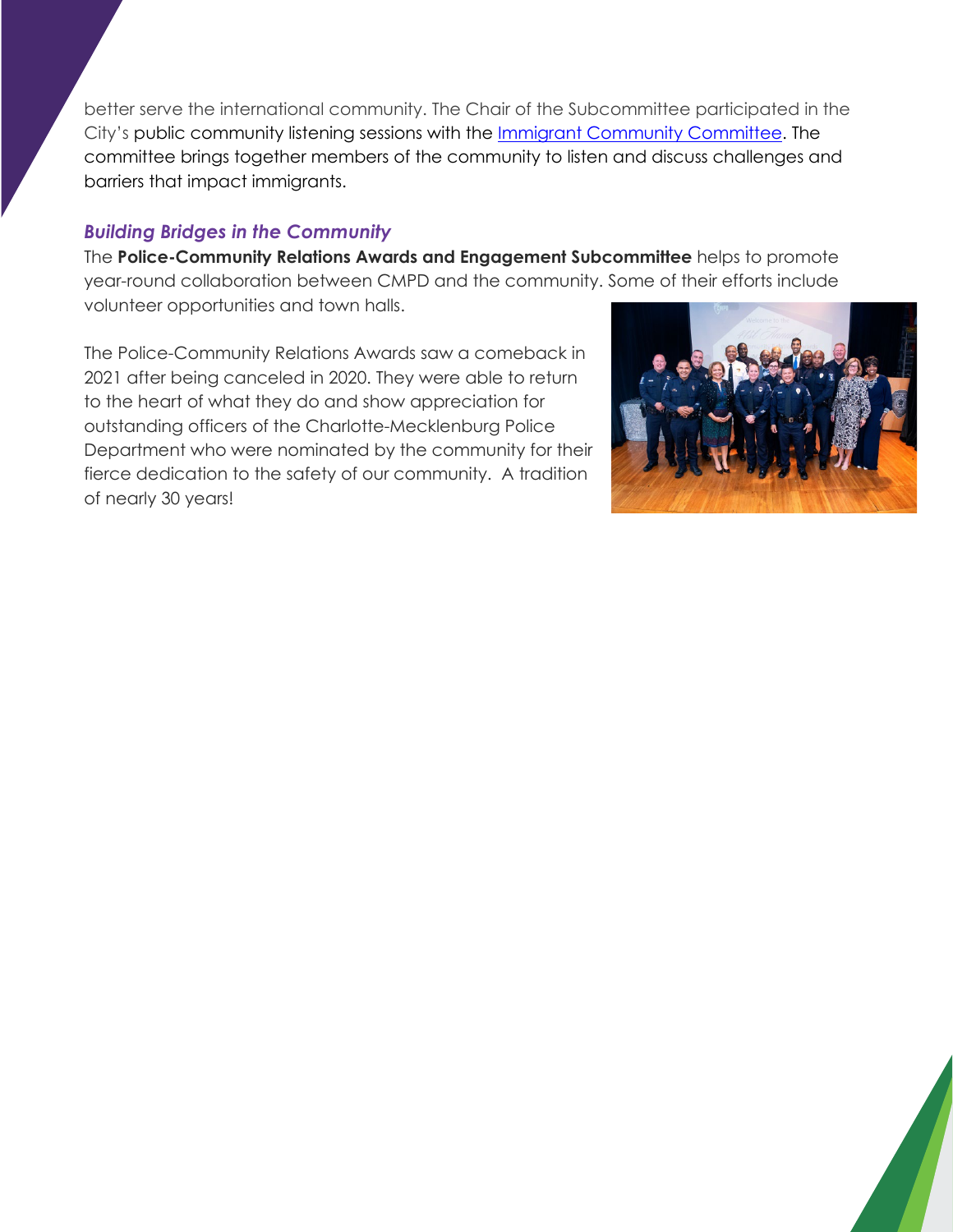better serve the international community. The Chair of the Subcommittee participated in the City's public community listening sessions with the [Immigrant Community Committee](). The committee brings together members of the community to listen and discuss challenges and barriers that impact immigrants.

### *Building Bridges in the Community*

The **Police-Community Relations Awards and Engagement Subcommittee** helps to promote year-round collaboration between CMPD and the community. Some of their efforts include volunteer opportunities and town halls.

The Police-Community Relations Awards saw a comeback in 2021 after being canceled in 2020. They were able to return to the heart of what they do and show appreciation for outstanding officers of the Charlotte-Mecklenburg Police Department who were nominated by the community for their fierce dedication to the safety of our community. A tradition of nearly 30 years!